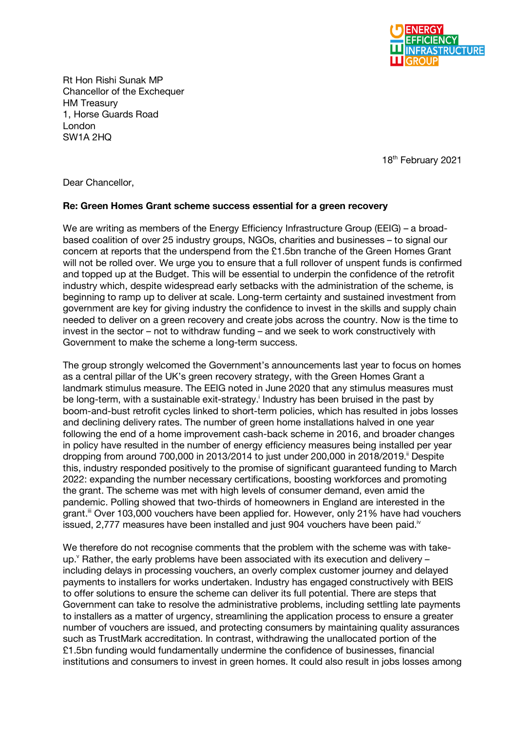ENERGY EFFICIENCY INFRASTRUCTURE GROUP

Rt Hon Rishi Sunak MP
Chancellor of the Exchequer
HM Treasury
1, Horse Guards Road
London
SW1A 2HQ

18th February 2021

Dear Chancellor,

**Re: Green Homes Grant scheme success essential for a green recovery**

We are writing as members of the Energy Efficiency Infrastructure Group (EEIG) – a broad-based coalition of over 25 industry groups, NGOs, charities and businesses – to signal our concern at reports that the underspend from the £1.5bn tranche of the Green Homes Grant will not be rolled over. We urge you to ensure that a full rollover of unspent funds is confirmed and topped up at the Budget. This will be essential to underpin the confidence of the retrofit industry which, despite widespread early setbacks with the administration of the scheme, is beginning to ramp up to deliver at scale. Long-term certainty and sustained investment from government are key for giving industry the confidence to invest in the skills and supply chain needed to deliver on a green recovery and create jobs across the country. Now is the time to invest in the sector – not to withdraw funding – and we seek to work constructively with Government to make the scheme a long-term success.

The group strongly welcomed the Government's announcements last year to focus on homes as a central pillar of the UK's green recovery strategy, with the Green Homes Grant a landmark stimulus measure. The EEIG noted in June 2020 that any stimulus measures must be long-term, with a sustainable exit-strategy.[i] Industry has been bruised in the past by boom-and-bust retrofit cycles linked to short-term policies, which has resulted in jobs losses and declining delivery rates. The number of green home installations halved in one year following the end of a home improvement cash-back scheme in 2016, and broader changes in policy have resulted in the number of energy efficiency measures being installed per year dropping from around 700,000 in 2013/2014 to just under 200,000 in 2018/2019.[ii] Despite this, industry responded positively to the promise of significant guaranteed funding to March 2022: expanding the number necessary certifications, boosting workforces and promoting the grant. The scheme was met with high levels of consumer demand, even amid the pandemic. Polling showed that two-thirds of homeowners in England are interested in the grant.[iii] Over 103,000 vouchers have been applied for. However, only 21% have had vouchers issued, 2,777 measures have been installed and just 904 vouchers have been paid.[iv]

We therefore do not recognise comments that the problem with the scheme was with take-up.[v] Rather, the early problems have been associated with its execution and delivery – including delays in processing vouchers, an overly complex customer journey and delayed payments to installers for works undertaken. Industry has engaged constructively with BEIS to offer solutions to ensure the scheme can deliver its full potential. There are steps that Government can take to resolve the administrative problems, including settling late payments to installers as a matter of urgency, streamlining the application process to ensure a greater number of vouchers are issued, and protecting consumers by maintaining quality assurances such as TrustMark accreditation. In contrast, withdrawing the unallocated portion of the £1.5bn funding would fundamentally undermine the confidence of businesses, financial institutions and consumers to invest in green homes. It could also result in jobs losses among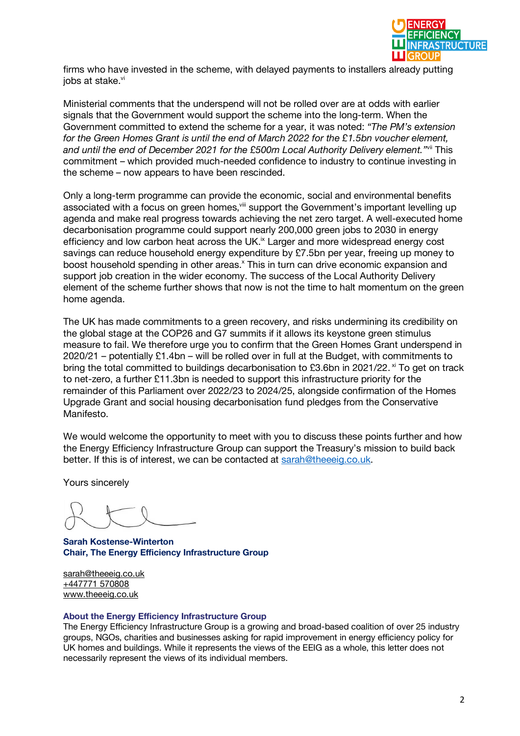firms who have invested in the scheme, with delayed payments to installers already putting jobs at stake.[vi]

Ministerial comments that the underspend will not be rolled over are at odds with earlier signals that the Government would support the scheme into the long-term. When the Government committed to extend the scheme for a year, it was noted: *"The PM's extension for the Green Homes Grant is until the end of March 2022 for the £1.5bn voucher element, and until the end of December 2021 for the £500m Local Authority Delivery element."*[vii] This commitment – which provided much-needed confidence to industry to continue investing in the scheme – now appears to have been rescinded.

Only a long-term programme can provide the economic, social and environmental benefits associated with a focus on green homes,[viii] support the Government's important levelling up agenda and make real progress towards achieving the net zero target. A well-executed home decarbonisation programme could support nearly 200,000 green jobs to 2030 in energy efficiency and low carbon heat across the UK.[ix] Larger and more widespread energy cost savings can reduce household energy expenditure by £7.5bn per year, freeing up money to boost household spending in other areas.[x] This in turn can drive economic expansion and support job creation in the wider economy. The success of the Local Authority Delivery element of the scheme further shows that now is not the time to halt momentum on the green home agenda.

The UK has made commitments to a green recovery, and risks undermining its credibility on the global stage at the COP26 and G7 summits if it allows its keystone green stimulus measure to fail. We therefore urge you to confirm that the Green Homes Grant underspend in 2020/21 – potentially £1.4bn – will be rolled over in full at the Budget, with commitments to bring the total committed to buildings decarbonisation to £3.6bn in 2021/22.[xi] To get on track to net-zero, a further £11.3bn is needed to support this infrastructure priority for the remainder of this Parliament over 2022/23 to 2024/25, alongside confirmation of the Homes Upgrade Grant and social housing decarbonisation fund pledges from the Conservative Manifesto.

We would welcome the opportunity to meet with you to discuss these points further and how the Energy Efficiency Infrastructure Group can support the Treasury's mission to build back better. If this is of interest, we can be contacted at sarah@theeeig.co.uk.

Yours sincerely

**Sarah Kostense-Winterton**
**Chair, The Energy Efficiency Infrastructure Group**

sarah@theeeig.co.uk
+447771 570808
www.theeeig.co.uk

**About the Energy Efficiency Infrastructure Group**

The Energy Efficiency Infrastructure Group is a growing and broad-based coalition of over 25 industry groups, NGOs, charities and businesses asking for rapid improvement in energy efficiency policy for UK homes and buildings. While it represents the views of the EEIG as a whole, this letter does not necessarily represent the views of its individual members.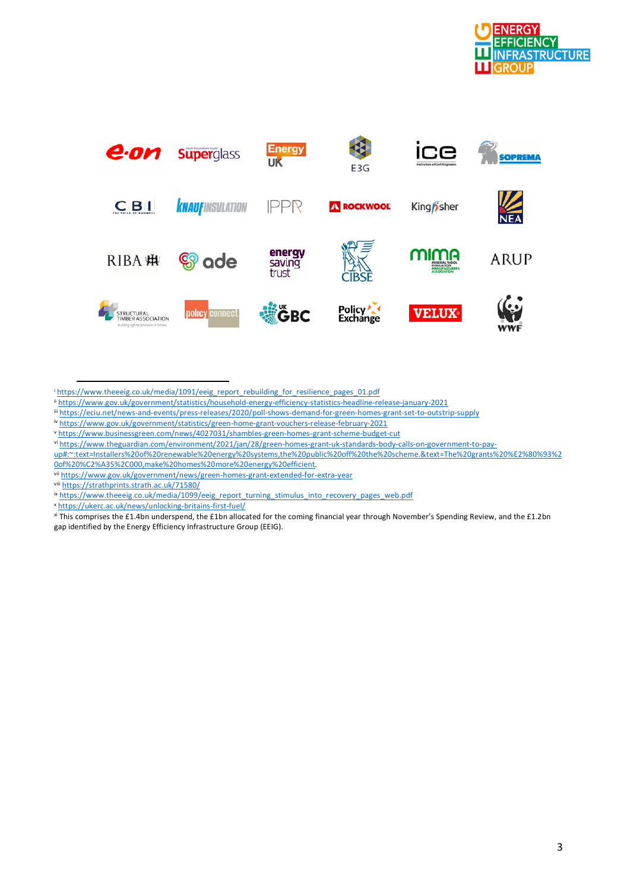[i] https://www.theeeig.co.uk/media/1091/eeig_report_rebuilding_for_resilience_pages_01.pdf

[ii] https://www.gov.uk/government/statistics/household-energy-efficiency-statistics-headline-release-january-2021

[iii] https://eciu.net/news-and-events/press-releases/2020/poll-shows-demand-for-green-homes-grant-set-to-outstrip-supply

[iv] https://www.gov.uk/government/statistics/green-home-grant-vouchers-release-february-2021

[v] https://www.businessgreen.com/news/4027031/shambles-green-homes-grant-scheme-budget-cut

[vi] https://www.theguardian.com/environment/2021/jan/28/green-homes-grant-uk-standards-body-calls-on-government-to-pay-up#:~:text=Installers%20of%20renewable%20energy%20systems,the%20public%20off%20the%20scheme.&text=The%20grants%20%E2%80%93%20of%20%C2%A35%2C000,make%20homes%20more%20energy%20efficient.

[vii] https://www.gov.uk/government/news/green-homes-grant-extended-for-extra-year

[viii] https://strathprints.strath.ac.uk/71580/

[ix] https://www.theeeig.co.uk/media/1099/eeig_report_turning_stimulus_into_recovery_pages_web.pdf

[x] https://ukerc.ac.uk/news/unlocking-britains-first-fuel/

[xi] This comprises the £1.4bn underspend, the £1bn allocated for the coming financial year through November's Spending Review, and the £1.2bn gap identified by the Energy Efficiency Infrastructure Group (EEIG).